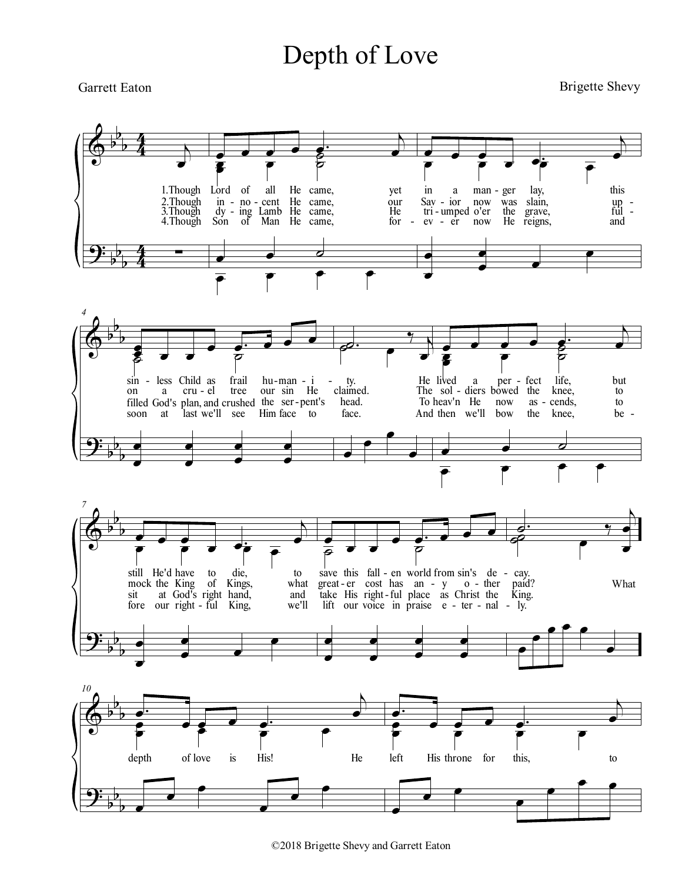# Depth of Love

Garrett Eaton

Brigette Shevy

1.Though Lord of all He came, yet in a man - ger lay, this sin - less Child as frail hu - man - i - ty. He lived a per - fect life, but still He'd have to die, to save this fall - en world from sin's de - cay.

2.Though in - no - cent He came, our Sav - ior now was slain, up - on a cru - el tree our sin He claimed. The sol - diers bowed the knee, to mock the King of Kings, what great - er cost has an - y o - ther paid?

3.Though dy - ing Lamb He came, He tri - umped o'er the grave, ful - filled God's plan, and crushed the ser - pent's head. To heav'n He now as - cends, to sit at God's right hand, and take His right - ful place as Christ the King.

4.Though Son of Man He came, for - ev - er now He reigns, and soon at last we'll see Him face to face. And then we'll bow the knee, be - fore our right - ful King, we'll lift our voice in praise e - ter - nal - ly.

What depth of love is His! He left His throne for this, to

©2018 Brigette Shevy and Garrett Eaton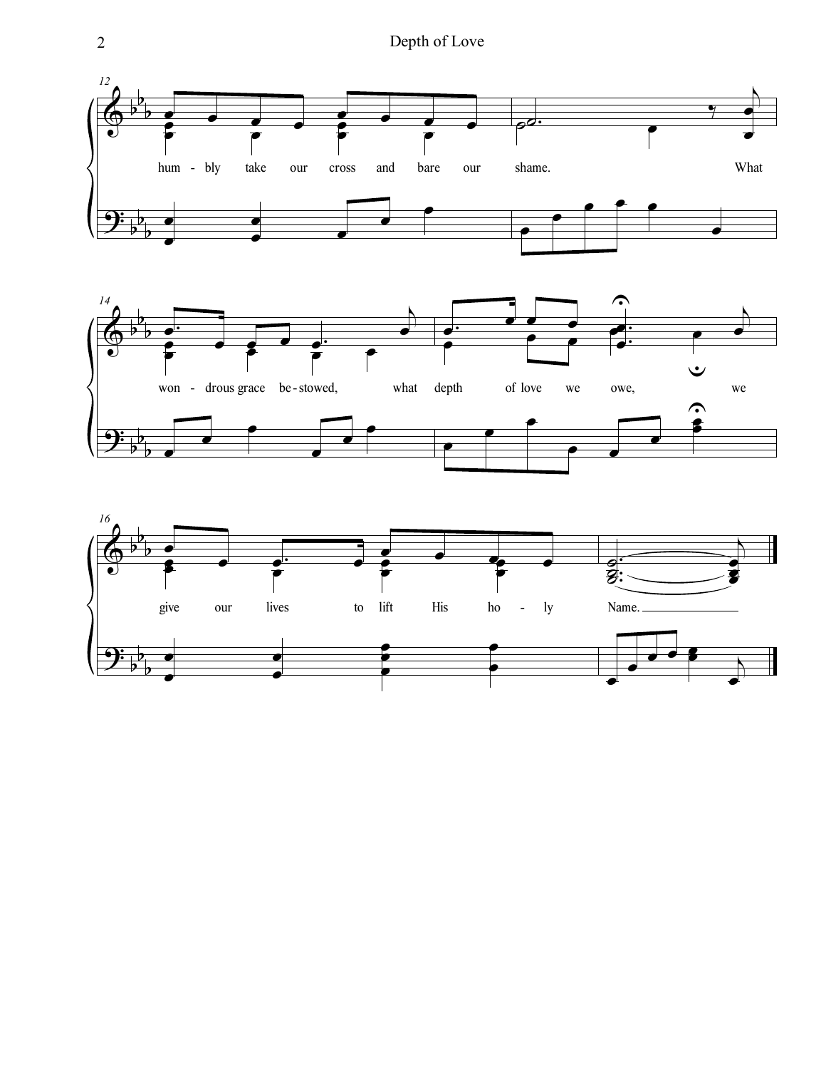12

hum - bly take our cross and bare our shame. What

14

won - drous grace be - stowed, what depth of love we owe, we

16

give our lives to lift His ho - ly Name.